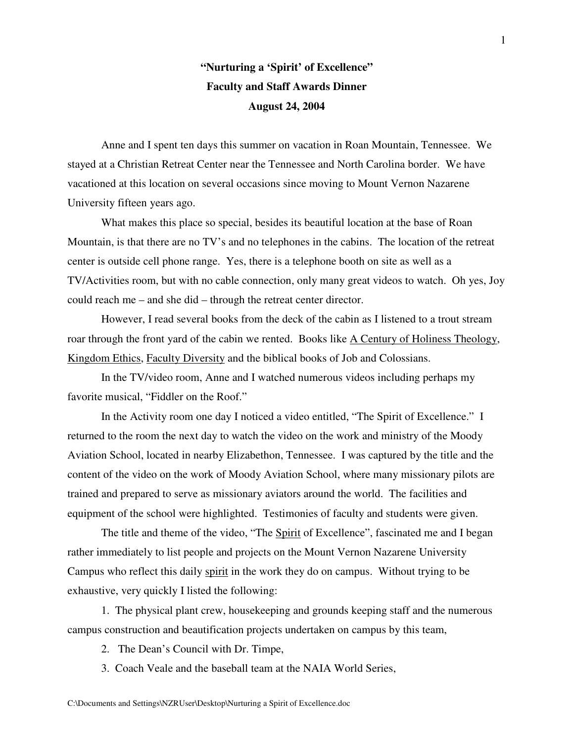# "Nurturing a 'Spirit' of Excellence"
## Faculty and Staff Awards Dinner
## August 24, 2004

Anne and I spent ten days this summer on vacation in Roan Mountain, Tennessee. We stayed at a Christian Retreat Center near the Tennessee and North Carolina border. We have vacationed at this location on several occasions since moving to Mount Vernon Nazarene University fifteen years ago.

What makes this place so special, besides its beautiful location at the base of Roan Mountain, is that there are no TV's and no telephones in the cabins. The location of the retreat center is outside cell phone range. Yes, there is a telephone booth on site as well as a TV/Activities room, but with no cable connection, only many great videos to watch. Oh yes, Joy could reach me – and she did – through the retreat center director.

However, I read several books from the deck of the cabin as I listened to a trout stream roar through the front yard of the cabin we rented. Books like <u>A Century of Holiness Theology</u>, <u>Kingdom Ethics</u>, <u>Faculty Diversity</u> and the biblical books of Job and Colossians.

In the TV/video room, Anne and I watched numerous videos including perhaps my favorite musical, "Fiddler on the Roof."

In the Activity room one day I noticed a video entitled, "The Spirit of Excellence." I returned to the room the next day to watch the video on the work and ministry of the Moody Aviation School, located in nearby Elizabethon, Tennessee. I was captured by the title and the content of the video on the work of Moody Aviation School, where many missionary pilots are trained and prepared to serve as missionary aviators around the world. The facilities and equipment of the school were highlighted. Testimonies of faculty and students were given.

The title and theme of the video, "The <u>Spirit</u> of Excellence", fascinated me and I began rather immediately to list people and projects on the Mount Vernon Nazarene University Campus who reflect this daily <u>spirit</u> in the work they do on campus. Without trying to be exhaustive, very quickly I listed the following:

1. The physical plant crew, housekeeping and grounds keeping staff and the numerous campus construction and beautification projects undertaken on campus by this team,
2. The Dean's Council with Dr. Timpe,
3. Coach Veale and the baseball team at the NAIA World Series,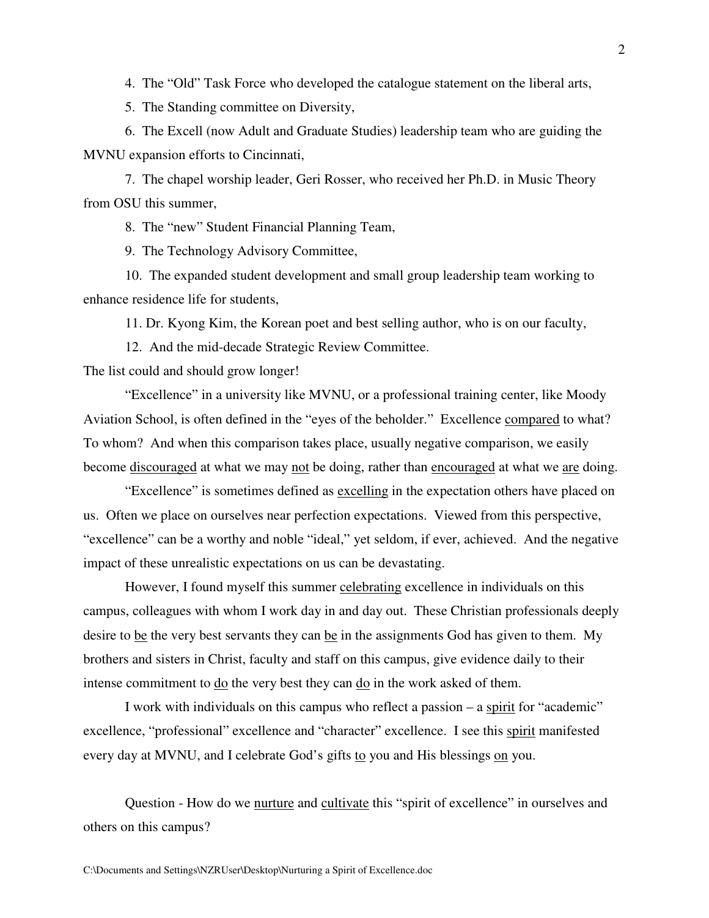4. The "Old" Task Force who developed the catalogue statement on the liberal arts,

5. The Standing committee on Diversity,

6. The Excell (now Adult and Graduate Studies) leadership team who are guiding the MVNU expansion efforts to Cincinnati,

7. The chapel worship leader, Geri Rosser, who received her Ph.D. in Music Theory from OSU this summer,

8. The "new" Student Financial Planning Team,

9. The Technology Advisory Committee,

10. The expanded student development and small group leadership team working to enhance residence life for students,

11. Dr. Kyong Kim, the Korean poet and best selling author, who is on our faculty,

12. And the mid-decade Strategic Review Committee.

The list could and should grow longer!

"Excellence" in a university like MVNU, or a professional training center, like Moody Aviation School, is often defined in the "eyes of the beholder." Excellence <u>compared</u> to what? To whom? And when this comparison takes place, usually negative comparison, we easily become <u>discouraged</u> at what we may <u>not</u> be doing, rather than <u>encouraged</u> at what we <u>are</u> doing.

"Excellence" is sometimes defined as <u>excelling</u> in the expectation others have placed on us. Often we place on ourselves near perfection expectations. Viewed from this perspective, "excellence" can be a worthy and noble "ideal," yet seldom, if ever, achieved. And the negative impact of these unrealistic expectations on us can be devastating.

However, I found myself this summer <u>celebrating</u> excellence in individuals on this campus, colleagues with whom I work day in and day out. These Christian professionals deeply desire to <u>be</u> the very best servants they can <u>be</u> in the assignments God has given to them. My brothers and sisters in Christ, faculty and staff on this campus, give evidence daily to their intense commitment to <u>do</u> the very best they can <u>do</u> in the work asked of them.

I work with individuals on this campus who reflect a passion – a <u>spirit</u> for "academic" excellence, "professional" excellence and "character" excellence. I see this <u>spirit</u> manifested every day at MVNU, and I celebrate God's gifts <u>to</u> you and His blessings <u>on</u> you.

Question - How do we <u>nurture</u> and <u>cultivate</u> this "spirit of excellence" in ourselves and others on this campus?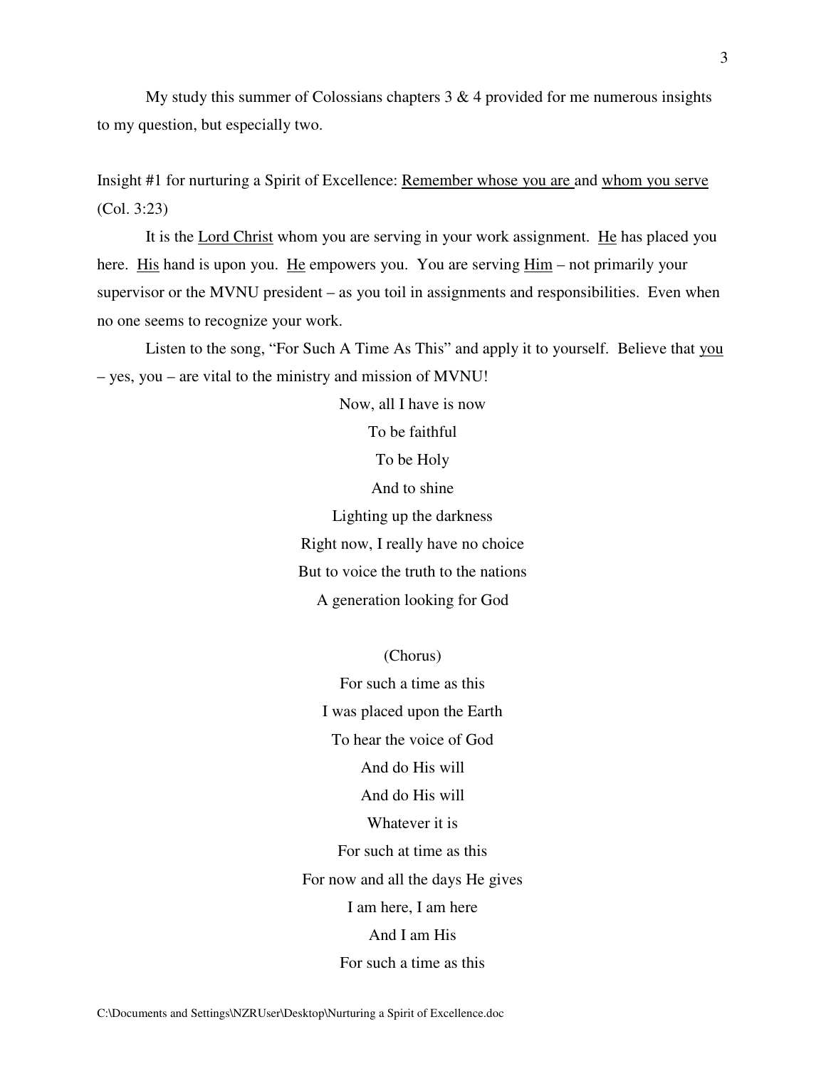My study this summer of Colossians chapters 3 & 4 provided for me numerous insights to my question, but especially two.

Insight #1 for nurturing a Spirit of Excellence: <u>Remember whose you are</u> and <u>whom you serve</u> (Col. 3:23)

It is the <u>Lord Christ</u> whom you are serving in your work assignment. <u>He</u> has placed you here. <u>His</u> hand is upon you. <u>He</u> empowers you. You are serving <u>Him</u> – not primarily your supervisor or the MVNU president – as you toil in assignments and responsibilities. Even when no one seems to recognize your work.

Listen to the song, "For Such A Time As This" and apply it to yourself. Believe that <u>you</u> – yes, you – are vital to the ministry and mission of MVNU!

Now, all I have is now  
To be faithful  
To be Holy  
And to shine  
Lighting up the darkness  
Right now, I really have no choice  
But to voice the truth to the nations  
A generation looking for God

(Chorus)  
For such a time as this  
I was placed upon the Earth  
To hear the voice of God  
And do His will  
And do His will  
Whatever it is  
For such at time as this  
For now and all the days He gives  
I am here, I am here  
And I am His  
For such a time as this

C:\Documents and Settings\NZRUser\Desktop\Nurturing a Spirit of Excellence.doc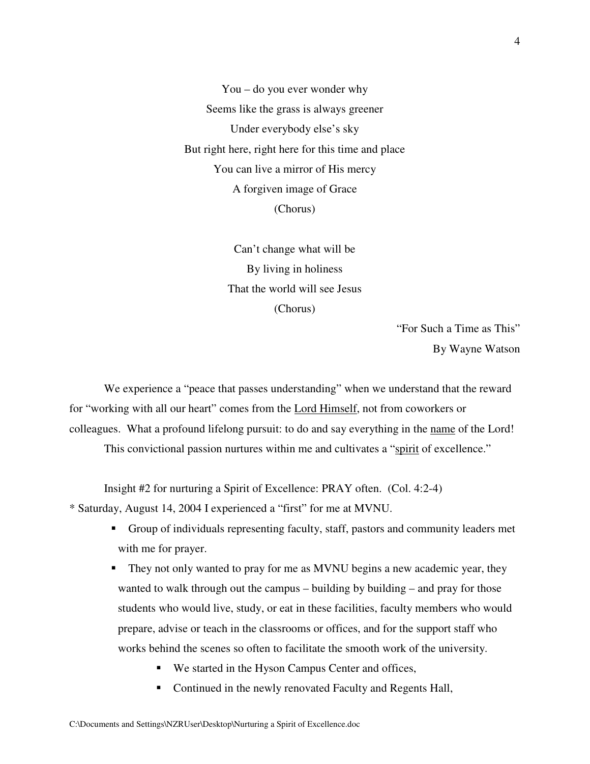You – do you ever wonder why
Seems like the grass is always greener
Under everybody else's sky
But right here, right here for this time and place
You can live a mirror of His mercy
A forgiven image of Grace
(Chorus)

Can't change what will be
By living in holiness
That the world will see Jesus
(Chorus)

"For Such a Time as This"
By Wayne Watson

We experience a "peace that passes understanding" when we understand that the reward for "working with all our heart" comes from the <u>Lord Himself</u>, not from coworkers or colleagues. What a profound lifelong pursuit: to do and say everything in the <u>name</u> of the Lord!

This convictional passion nurtures within me and cultivates a "<u>spirit</u> of excellence."

Insight #2 for nurturing a Spirit of Excellence: PRAY often. (Col. 4:2-4)

* Saturday, August 14, 2004 I experienced a "first" for me at MVNU.

- Group of individuals representing faculty, staff, pastors and community leaders met with me for prayer.
- They not only wanted to pray for me as MVNU begins a new academic year, they wanted to walk through out the campus – building by building – and pray for those students who would live, study, or eat in these facilities, faculty members who would prepare, advise or teach in the classrooms or offices, and for the support staff who works behind the scenes so often to facilitate the smooth work of the university.
  - We started in the Hyson Campus Center and offices,
  - Continued in the newly renovated Faculty and Regents Hall,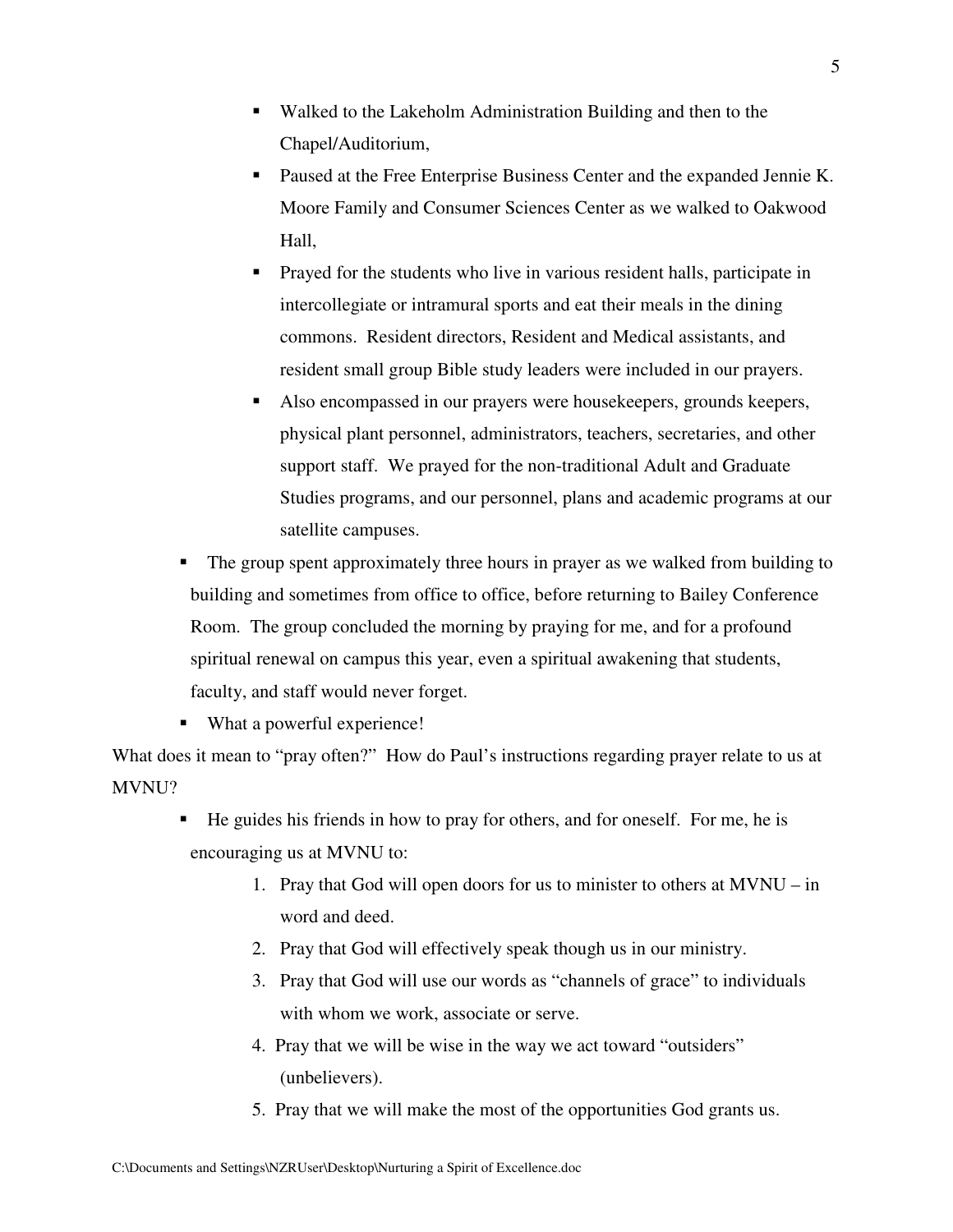- Walked to the Lakeholm Administration Building and then to the Chapel/Auditorium,
    - Paused at the Free Enterprise Business Center and the expanded Jennie K. Moore Family and Consumer Sciences Center as we walked to Oakwood Hall,
    - Prayed for the students who live in various resident halls, participate in intercollegiate or intramural sports and eat their meals in the dining commons. Resident directors, Resident and Medical assistants, and resident small group Bible study leaders were included in our prayers.
    - Also encompassed in our prayers were housekeepers, grounds keepers, physical plant personnel, administrators, teachers, secretaries, and other support staff. We prayed for the non-traditional Adult and Graduate Studies programs, and our personnel, plans and academic programs at our satellite campuses.
- The group spent approximately three hours in prayer as we walked from building to building and sometimes from office to office, before returning to Bailey Conference Room. The group concluded the morning by praying for me, and for a profound spiritual renewal on campus this year, even a spiritual awakening that students, faculty, and staff would never forget.
- What a powerful experience!

What does it mean to "pray often?" How do Paul's instructions regarding prayer relate to us at MVNU?

- He guides his friends in how to pray for others, and for oneself. For me, he is encouraging us at MVNU to:
    1. Pray that God will open doors for us to minister to others at MVNU – in word and deed.
    2. Pray that God will effectively speak though us in our ministry.
    3. Pray that God will use our words as "channels of grace" to individuals with whom we work, associate or serve.
    4. Pray that we will be wise in the way we act toward "outsiders" (unbelievers).
    5. Pray that we will make the most of the opportunities God grants us.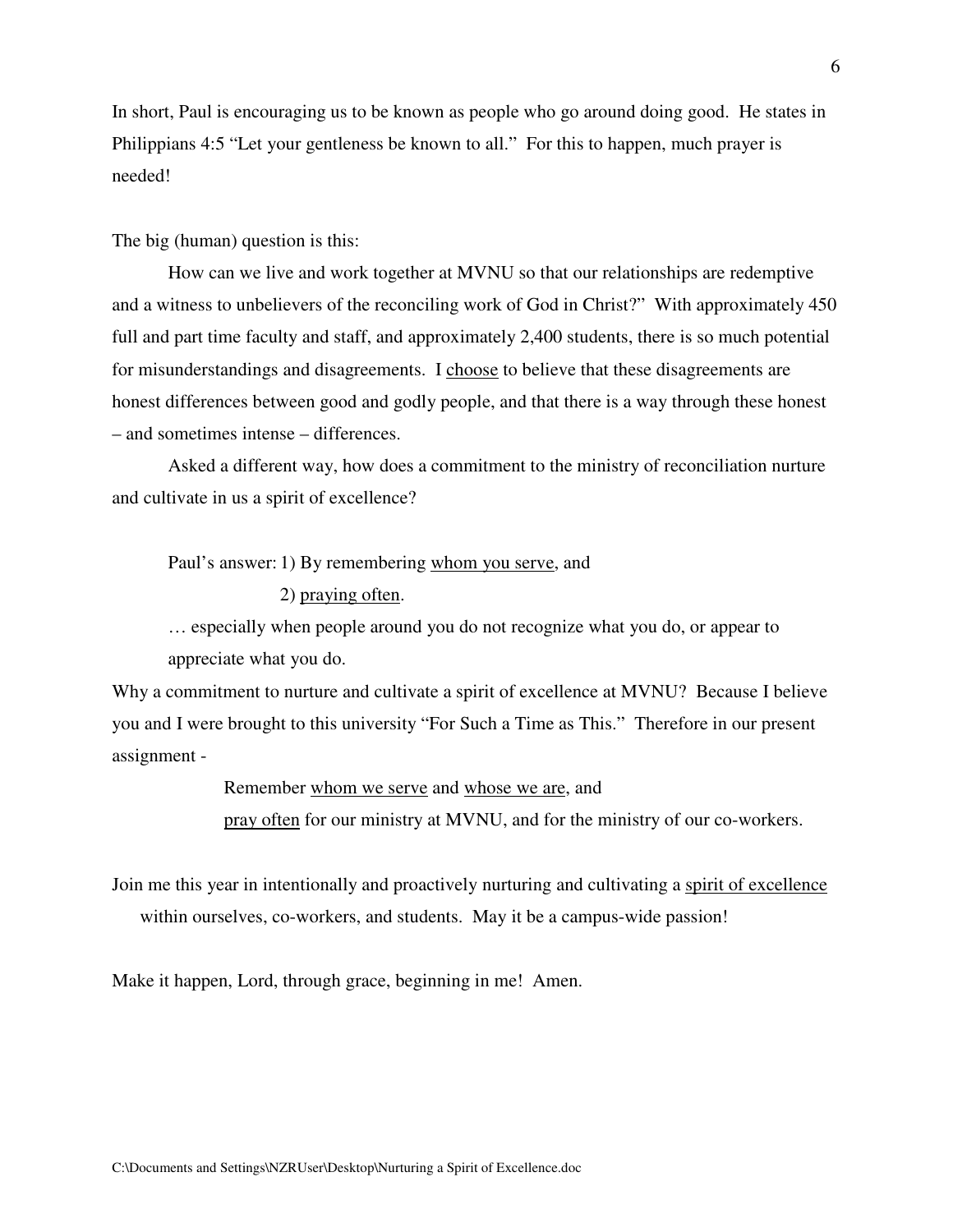In short, Paul is encouraging us to be known as people who go around doing good. He states in Philippians 4:5 "Let your gentleness be known to all." For this to happen, much prayer is needed!

The big (human) question is this:

How can we live and work together at MVNU so that our relationships are redemptive and a witness to unbelievers of the reconciling work of God in Christ?" With approximately 450 full and part time faculty and staff, and approximately 2,400 students, there is so much potential for misunderstandings and disagreements. I <u>choose</u> to believe that these disagreements are honest differences between good and godly people, and that there is a way through these honest – and sometimes intense – differences.

Asked a different way, how does a commitment to the ministry of reconciliation nurture and cultivate in us a spirit of excellence?

Paul's answer: 1) By remembering <u>whom you serve</u>, and
2) <u>praying often</u>.

… especially when people around you do not recognize what you do, or appear to appreciate what you do.

Why a commitment to nurture and cultivate a spirit of excellence at MVNU? Because I believe you and I were brought to this university "For Such a Time as This." Therefore in our present assignment -

Remember <u>whom we serve</u> and <u>whose we are</u>, and
<u>pray often</u> for our ministry at MVNU, and for the ministry of our co-workers.

Join me this year in intentionally and proactively nurturing and cultivating a <u>spirit of excellence</u> within ourselves, co-workers, and students. May it be a campus-wide passion!

Make it happen, Lord, through grace, beginning in me! Amen.

C:\Documents and Settings\NZRUser\Desktop\Nurturing a Spirit of Excellence.doc